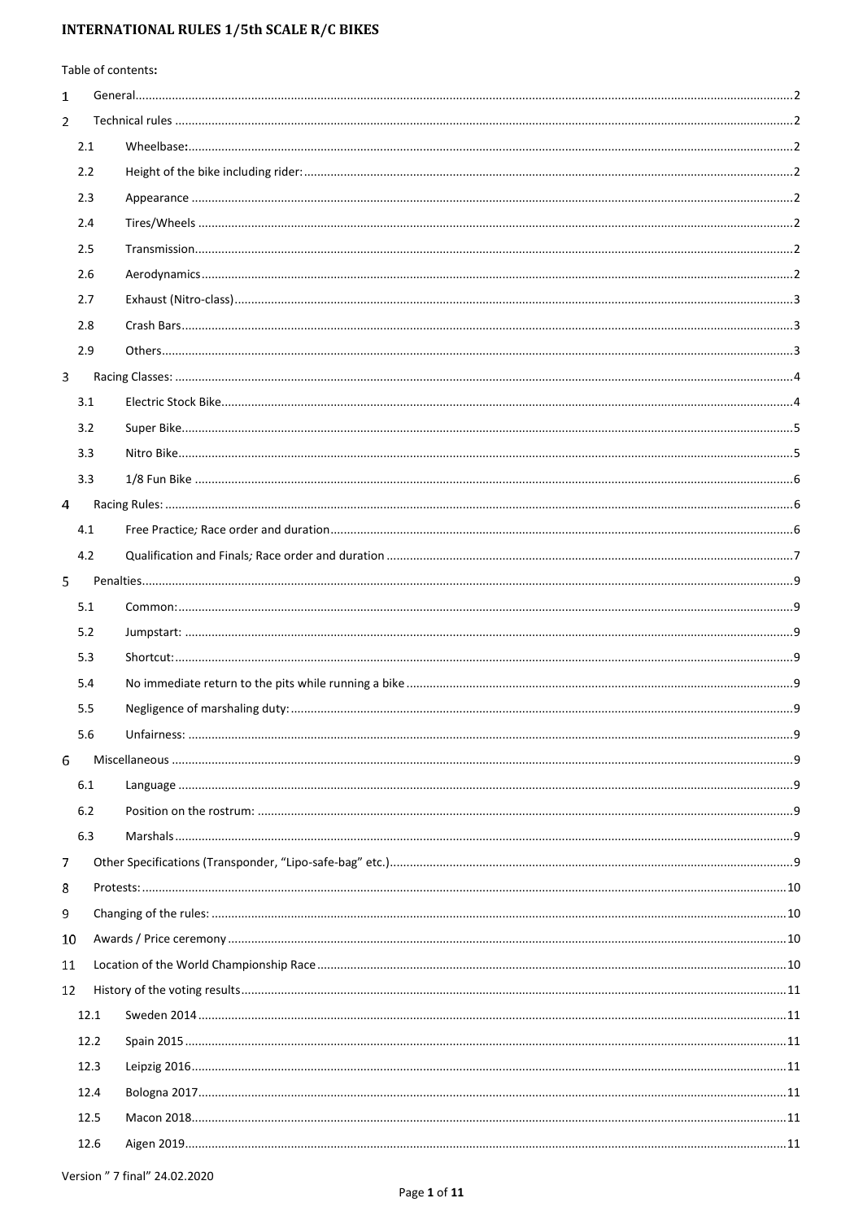# INTERNATIONAL RULES 1/5th SCALE R/C BIKES

Table of contents:

1 General....................................................................................................2
2 Technical rules ..........................................................................................2
  2.1 Wheelbase:..........................................................................................2
  2.2 Height of the bike including rider: ..........................................................2
  2.3 Appearance .........................................................................................2
  2.4 Tires/Wheels ........................................................................................2
  2.5 Transmission.........................................................................................2
  2.6 Aerodynamics.......................................................................................2
  2.7 Exhaust (Nitro-class)...............................................................................3
  2.8 Crash Bars............................................................................................3
  2.9 Others.................................................................................................3
3 Racing Classes: ...........................................................................................4
  3.1 Electric Stock Bike..................................................................................4
  3.2 Super Bike............................................................................................5
  3.3 Nitro Bike.............................................................................................5
  3.3 1/8 Fun Bike ........................................................................................6
4 Racing Rules: ..............................................................................................6
  4.1 Free Practice; Race order and duration....................................................6
  4.2 Qualification and Finals; Race order and duration ......................................7
5 Penalties.....................................................................................................9
  5.1 Common:..............................................................................................9
  5.2 Jumpstart: ............................................................................................9
  5.3 Shortcut:...............................................................................................9
  5.4 No immediate return to the pits while running a bike ................................9
  5.5 Negligence of marshaling duty:...............................................................9
  5.6 Unfairness: ...........................................................................................9
6 Miscellaneous ..............................................................................................9
  6.1 Language .............................................................................................9
  6.2 Position on the rostrum: .........................................................................9
  6.3 Marshals...............................................................................................9
7 Other Specifications (Transponder, "Lipo-safe-bag" etc.)..................................9
8 Protests:....................................................................................................10
9 Changing of the rules: .................................................................................10
10 Awards / Price ceremony ............................................................................10
11 Location of the World Championship Race ....................................................10
12 History of the voting results........................................................................11
  12.1 Sweden 2014 .....................................................................................11
  12.2 Spain 2015 ........................................................................................11
  12.3 Leipzig 2016.......................................................................................11
  12.4 Bologna 2017......................................................................................11
  12.5 Macon 2018........................................................................................11
  12.6 Aigen 2019.........................................................................................11

Version " 7 final" 24.02.2020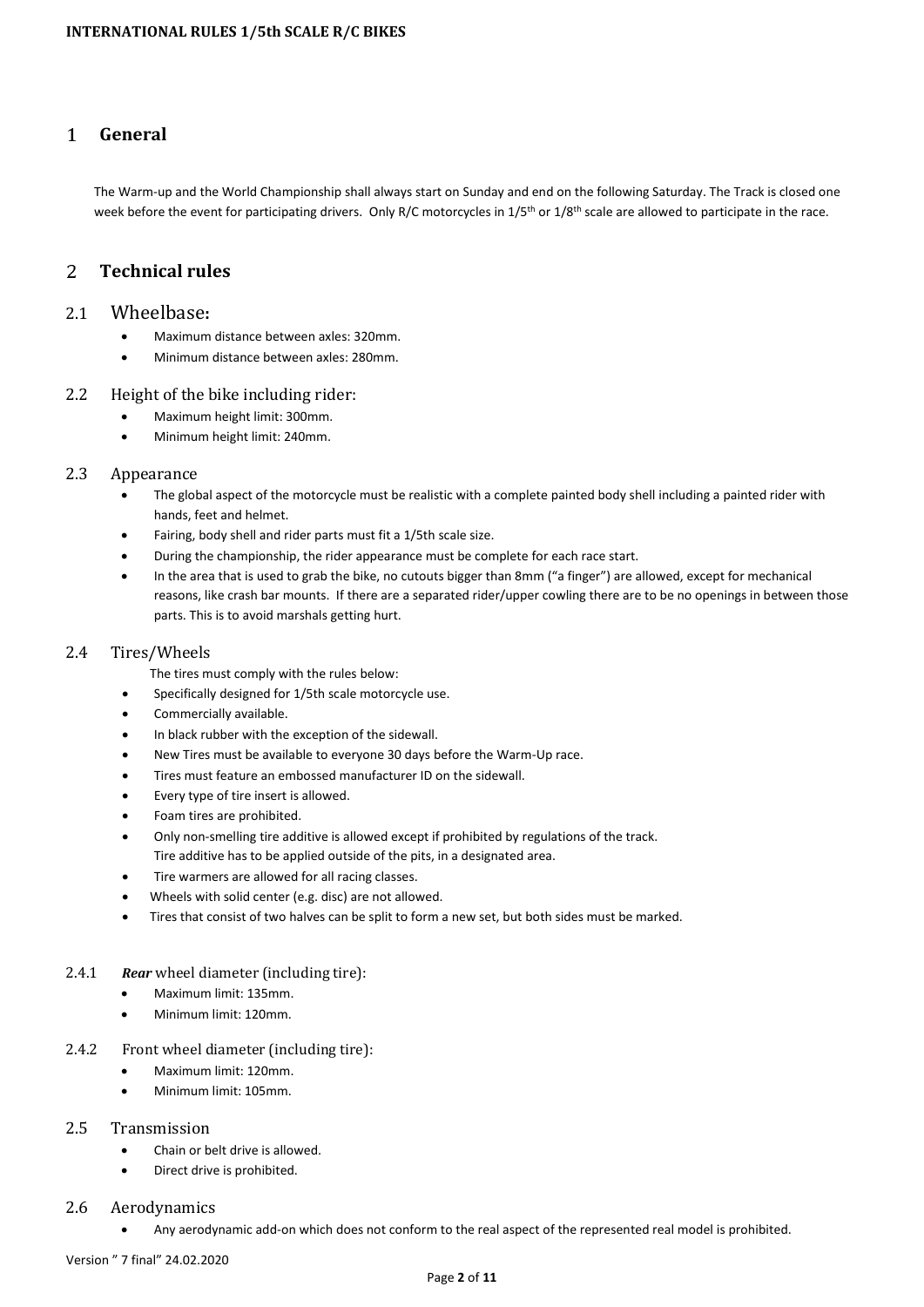# 1 General

The Warm-up and the World Championship shall always start on Sunday and end on the following Saturday. The Track is closed one week before the event for participating drivers. Only R/C motorcycles in 1/5th or 1/8th scale are allowed to participate in the race.

# 2 Technical rules

## 2.1 Wheelbase:

- Maximum distance between axles: 320mm.
- Minimum distance between axles: 280mm.

## 2.2 Height of the bike including rider:

- Maximum height limit: 300mm.
- Minimum height limit: 240mm.

## 2.3 Appearance

- The global aspect of the motorcycle must be realistic with a complete painted body shell including a painted rider with hands, feet and helmet.
- Fairing, body shell and rider parts must fit a 1/5th scale size.
- During the championship, the rider appearance must be complete for each race start.
- In the area that is used to grab the bike, no cutouts bigger than 8mm ("a finger") are allowed, except for mechanical reasons, like crash bar mounts. If there are a separated rider/upper cowling there are to be no openings in between those parts. This is to avoid marshals getting hurt.

## 2.4 Tires/Wheels

The tires must comply with the rules below:

- Specifically designed for 1/5th scale motorcycle use.
- Commercially available.
- In black rubber with the exception of the sidewall.
- New Tires must be available to everyone 30 days before the Warm-Up race.
- Tires must feature an embossed manufacturer ID on the sidewall.
- Every type of tire insert is allowed.
- Foam tires are prohibited.
- Only non-smelling tire additive is allowed except if prohibited by regulations of the track.
  Tire additive has to be applied outside of the pits, in a designated area.
- Tire warmers are allowed for all racing classes.
- Wheels with solid center (e.g. disc) are not allowed.
- Tires that consist of two halves can be split to form a new set, but both sides must be marked.

### 2.4.1 ***Rear*** wheel diameter (including tire):

- Maximum limit: 135mm.
- Minimum limit: 120mm.

### 2.4.2 Front wheel diameter (including tire):

- Maximum limit: 120mm.
- Minimum limit: 105mm.

## 2.5 Transmission

- Chain or belt drive is allowed.
- Direct drive is prohibited.

## 2.6 Aerodynamics

- Any aerodynamic add-on which does not conform to the real aspect of the represented real model is prohibited.

Version " 7 final" 24.02.2020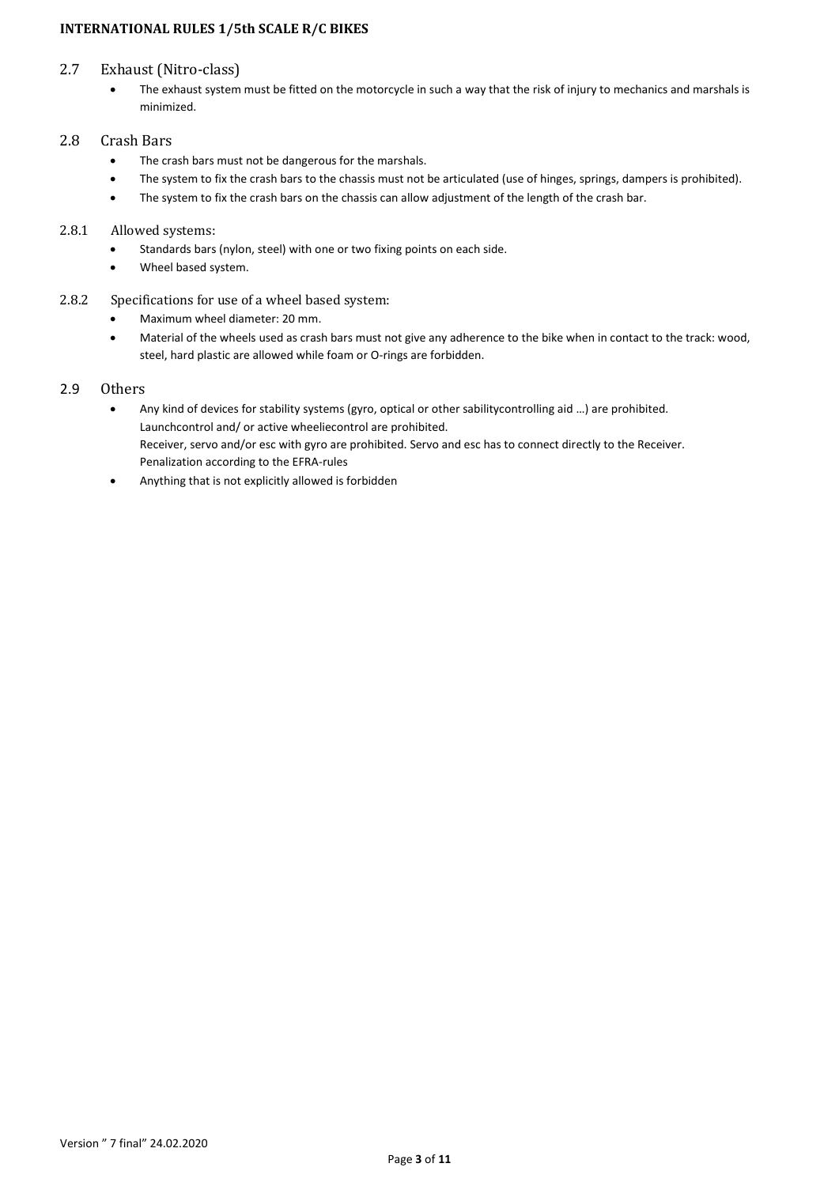## 2.7 Exhaust (Nitro-class)

- The exhaust system must be fitted on the motorcycle in such a way that the risk of injury to mechanics and marshals is minimized.

## 2.8 Crash Bars

- The crash bars must not be dangerous for the marshals.
- The system to fix the crash bars to the chassis must not be articulated (use of hinges, springs, dampers is prohibited).
- The system to fix the crash bars on the chassis can allow adjustment of the length of the crash bar.

### 2.8.1 Allowed systems:

- Standards bars (nylon, steel) with one or two fixing points on each side.
- Wheel based system.

### 2.8.2 Specifications for use of a wheel based system:

- Maximum wheel diameter: 20 mm.
- Material of the wheels used as crash bars must not give any adherence to the bike when in contact to the track: wood, steel, hard plastic are allowed while foam or O-rings are forbidden.

## 2.9 Others

- Any kind of devices for stability systems (gyro, optical or other sabilitycontrolling aid …) are prohibited.
  Launchcontrol and/ or active wheeliecontrol are prohibited.
  Receiver, servo and/or esc with gyro are prohibited. Servo and esc has to connect directly to the Receiver.
  Penalization according to the EFRA-rules
- Anything that is not explicitly allowed is forbidden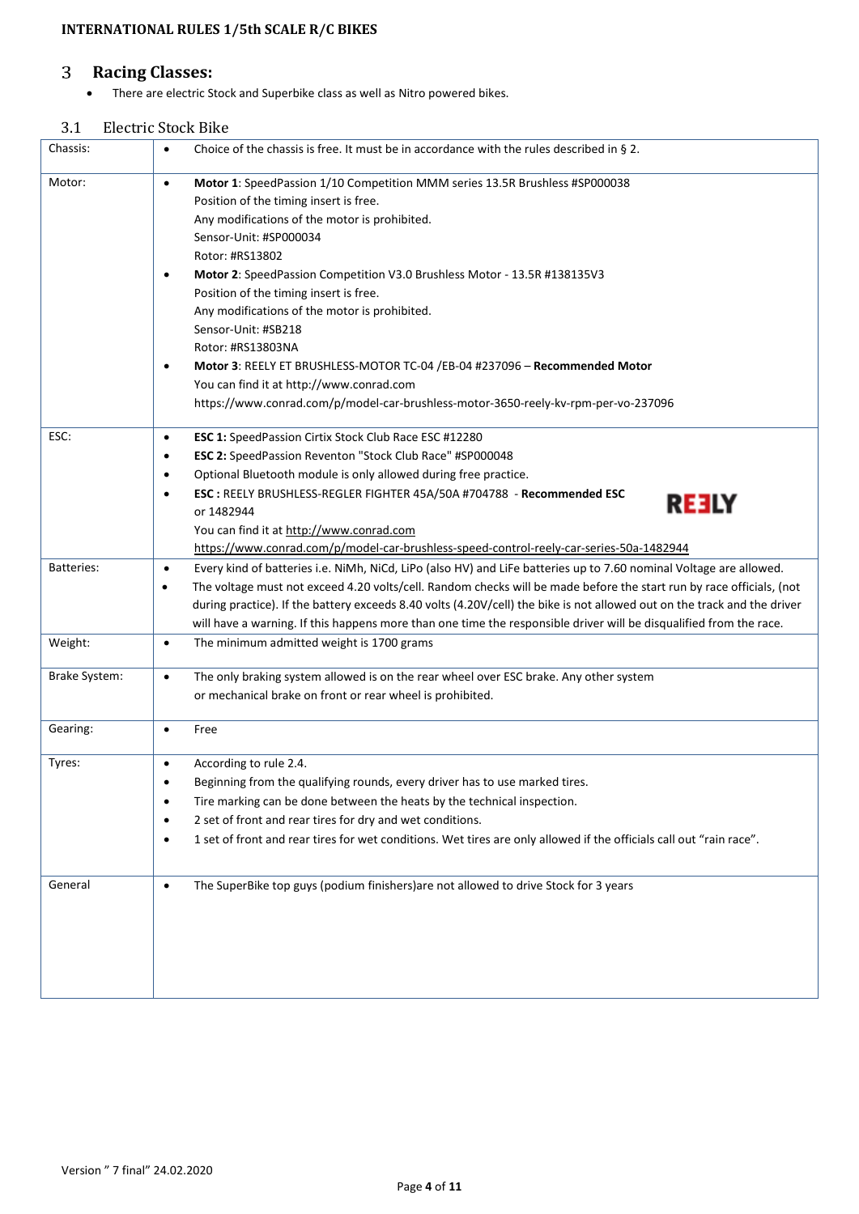## 3 Racing Classes:

- There are electric Stock and Superbike class as well as Nitro powered bikes.

### 3.1 Electric Stock Bike

| | |
|---|---|
| Chassis: | • Choice of the chassis is free. It must be in accordance with the rules described in § 2. |
| Motor: | • **Motor 1**: SpeedPassion 1/10 Competition MMM series 13.5R Brushless #SP000038<br>Position of the timing insert is free.<br>Any modifications of the motor is prohibited.<br>Sensor-Unit: #SP000034<br>Rotor: #RS13802<br>• **Motor 2**: SpeedPassion Competition V3.0 Brushless Motor - 13.5R #138135V3<br>Position of the timing insert is free.<br>Any modifications of the motor is prohibited.<br>Sensor-Unit: #SB218<br>Rotor: #RS13803NA<br>• **Motor 3**: REELY ET BRUSHLESS-MOTOR TC-04 /EB-04 #237096 – **Recommended Motor**<br>You can find it at http://www.conrad.com<br>https://www.conrad.com/p/model-car-brushless-motor-3650-reely-kv-rpm-per-vo-237096 |
| ESC: | • **ESC 1:** SpeedPassion Cirtix Stock Club Race ESC #12280<br>• **ESC 2:** SpeedPassion Reventon "Stock Club Race" #SP000048<br>• Optional Bluetooth module is only allowed during free practice.<br>• **ESC :** REELY BRUSHLESS-REGLER FIGHTER 45A/50A #704788 - **Recommended ESC** REELY<br>or 1482944<br>You can find it at http://www.conrad.com<br>https://www.conrad.com/p/model-car-brushless-speed-control-reely-car-series-50a-1482944 |
| Batteries: | • Every kind of batteries i.e. NiMh, NiCd, LiPo (also HV) and LiFe batteries up to 7.60 nominal Voltage are allowed.<br>• The voltage must not exceed 4.20 volts/cell. Random checks will be made before the start run by race officials, (not during practice). If the battery exceeds 8.40 volts (4.20V/cell) the bike is not allowed out on the track and the driver will have a warning. If this happens more than one time the responsible driver will be disqualified from the race. |
| Weight: | • The minimum admitted weight is 1700 grams |
| Brake System: | • The only braking system allowed is on the rear wheel over ESC brake. Any other system or mechanical brake on front or rear wheel is prohibited. |
| Gearing: | • Free |
| Tyres: | • According to rule 2.4.<br>• Beginning from the qualifying rounds, every driver has to use marked tires.<br>• Tire marking can be done between the heats by the technical inspection.<br>• 2 set of front and rear tires for dry and wet conditions.<br>• 1 set of front and rear tires for wet conditions. Wet tires are only allowed if the officials call out "rain race". |
| General | • The SuperBike top guys (podium finishers)are not allowed to drive Stock for 3 years |

Version " 7 final" 24.02.2020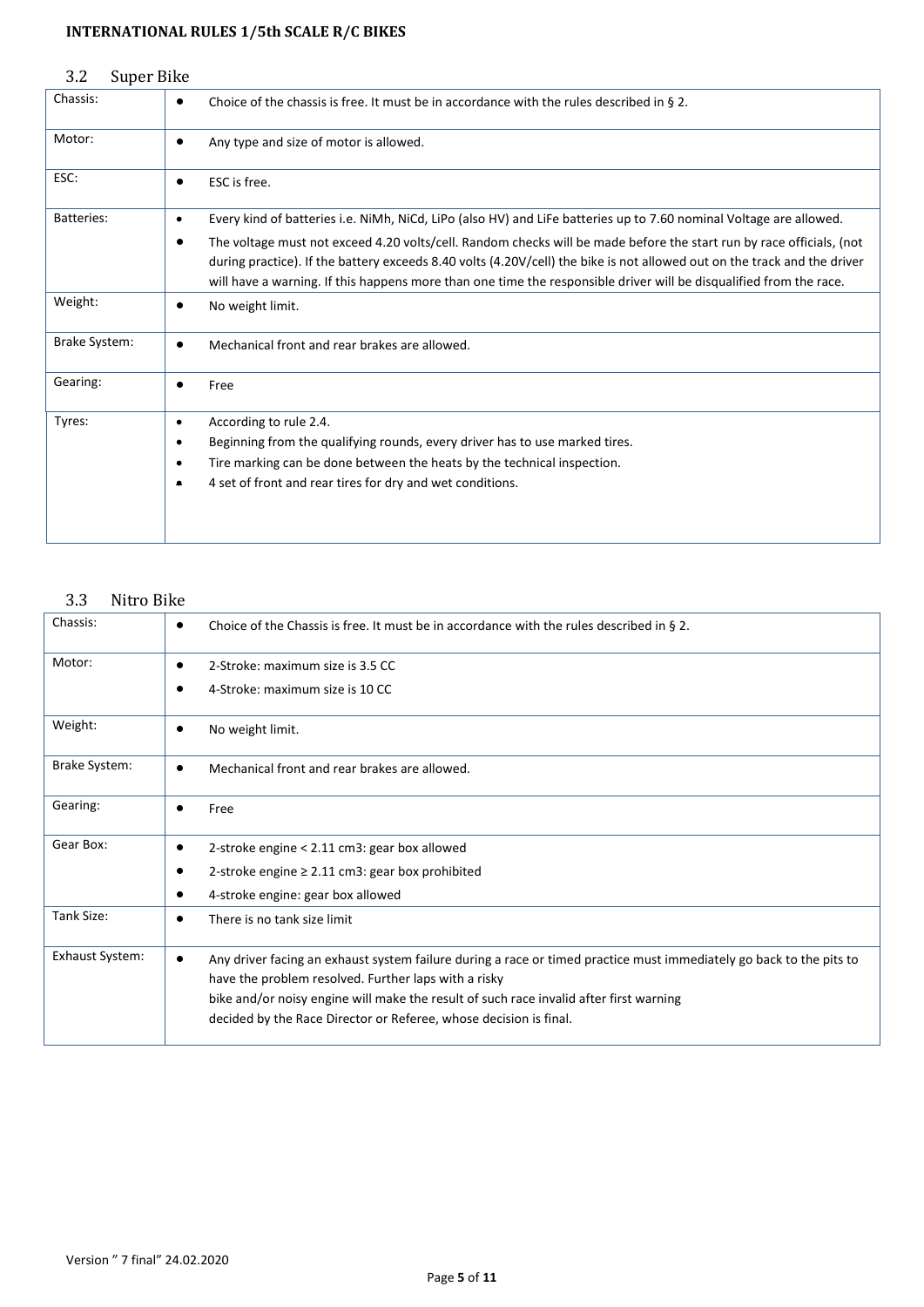## 3.2 Super Bike

| | |
|---|---|
| Chassis: | • Choice of the chassis is free. It must be in accordance with the rules described in § 2. |
| Motor: | • Any type and size of motor is allowed. |
| ESC: | • ESC is free. |
| Batteries: | • Every kind of batteries i.e. NiMh, NiCd, LiPo (also HV) and LiFe batteries up to 7.60 nominal Voltage are allowed.<br>• The voltage must not exceed 4.20 volts/cell. Random checks will be made before the start run by race officials, (not during practice). If the battery exceeds 8.40 volts (4.20V/cell) the bike is not allowed out on the track and the driver will have a warning. If this happens more than one time the responsible driver will be disqualified from the race. |
| Weight: | • No weight limit. |
| Brake System: | • Mechanical front and rear brakes are allowed. |
| Gearing: | • Free |
| Tyres: | • According to rule 2.4.<br>• Beginning from the qualifying rounds, every driver has to use marked tires.<br>• Tire marking can be done between the heats by the technical inspection.<br>• 4 set of front and rear tires for dry and wet conditions. |

## 3.3 Nitro Bike

| | |
|---|---|
| Chassis: | • Choice of the Chassis is free. It must be in accordance with the rules described in § 2. |
| Motor: | • 2-Stroke: maximum size is 3.5 CC<br>• 4-Stroke: maximum size is 10 CC |
| Weight: | • No weight limit. |
| Brake System: | • Mechanical front and rear brakes are allowed. |
| Gearing: | • Free |
| Gear Box: | • 2-stroke engine < 2.11 cm3: gear box allowed<br>• 2-stroke engine ≥ 2.11 cm3: gear box prohibited<br>• 4-stroke engine: gear box allowed |
| Tank Size: | • There is no tank size limit |
| Exhaust System: | • Any driver facing an exhaust system failure during a race or timed practice must immediately go back to the pits to have the problem resolved. Further laps with a risky bike and/or noisy engine will make the result of such race invalid after first warning decided by the Race Director or Referee, whose decision is final. |

Version " 7 final" 24.02.2020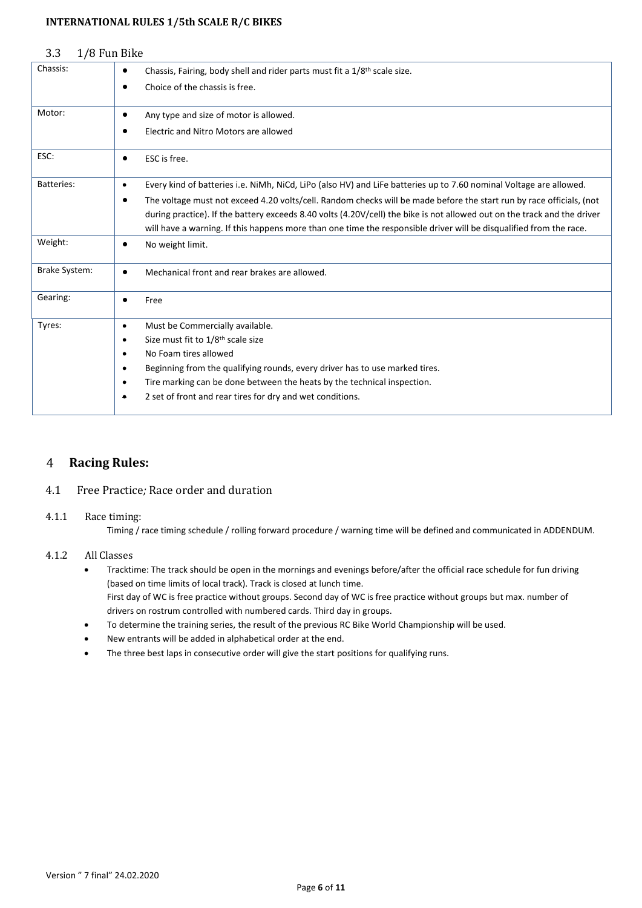### 3.3 1/8 Fun Bike

| | |
|---|---|
| Chassis: | • Chassis, Fairing, body shell and rider parts must fit a 1/8th scale size.<br>• Choice of the chassis is free. |
| Motor: | • Any type and size of motor is allowed.<br>• Electric and Nitro Motors are allowed |
| ESC: | • ESC is free. |
| Batteries: | • Every kind of batteries i.e. NiMh, NiCd, LiPo (also HV) and LiFe batteries up to 7.60 nominal Voltage are allowed.<br>• The voltage must not exceed 4.20 volts/cell. Random checks will be made before the start run by race officials, (not during practice). If the battery exceeds 8.40 volts (4.20V/cell) the bike is not allowed out on the track and the driver will have a warning. If this happens more than one time the responsible driver will be disqualified from the race. |
| Weight: | • No weight limit. |
| Brake System: | • Mechanical front and rear brakes are allowed. |
| Gearing: | • Free |
| Tyres: | • Must be Commercially available.<br>• Size must fit to 1/8th scale size<br>• No Foam tires allowed<br>• Beginning from the qualifying rounds, every driver has to use marked tires.<br>• Tire marking can be done between the heats by the technical inspection.<br>• 2 set of front and rear tires for dry and wet conditions. |

# 4 Racing Rules:

## 4.1 Free Practice; Race order and duration

### 4.1.1 Race timing:

Timing / race timing schedule / rolling forward procedure / warning time will be defined and communicated in ADDENDUM.

### 4.1.2 All Classes

- Tracktime: The track should be open in the mornings and evenings before/after the official race schedule for fun driving (based on time limits of local track). Track is closed at lunch time.
  First day of WC is free practice without groups. Second day of WC is free practice without groups but max. number of drivers on rostrum controlled with numbered cards. Third day in groups.
- To determine the training series, the result of the previous RC Bike World Championship will be used.
- New entrants will be added in alphabetical order at the end.
- The three best laps in consecutive order will give the start positions for qualifying runs.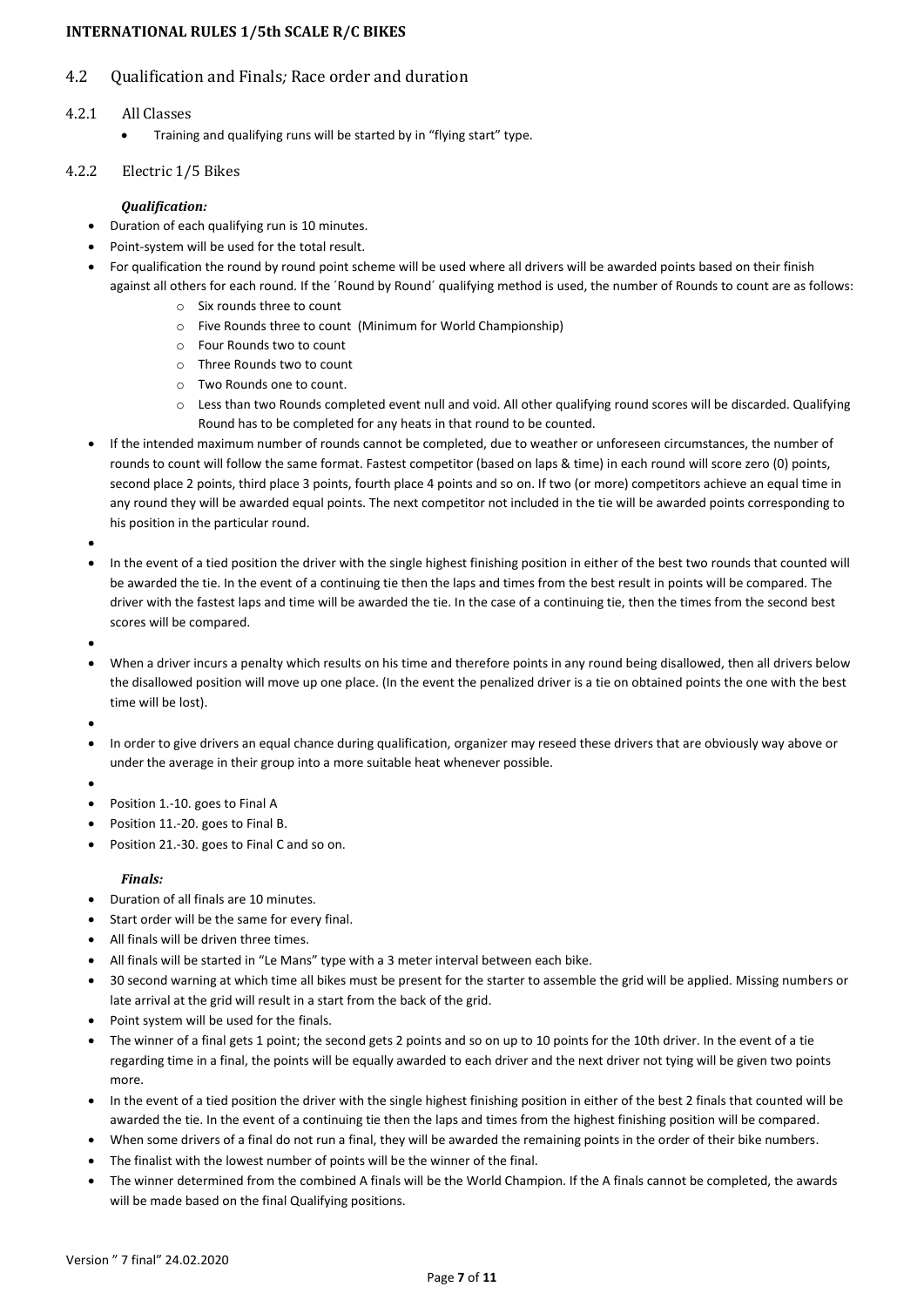## 4.2 Qualification and Finals; Race order and duration

### 4.2.1 All Classes

- Training and qualifying runs will be started by in "flying start" type.

### 4.2.2 Electric 1/5 Bikes

***Qualification:***

- Duration of each qualifying run is 10 minutes.
- Point-system will be used for the total result.
- For qualification the round by round point scheme will be used where all drivers will be awarded points based on their finish against all others for each round. If the ´Round by Round´ qualifying method is used, the number of Rounds to count are as follows:
  - Six rounds three to count
  - Five Rounds three to count (Minimum for World Championship)
  - Four Rounds two to count
  - Three Rounds two to count
  - Two Rounds one to count.
  - Less than two Rounds completed event null and void. All other qualifying round scores will be discarded. Qualifying Round has to be completed for any heats in that round to be counted.
- If the intended maximum number of rounds cannot be completed, due to weather or unforeseen circumstances, the number of rounds to count will follow the same format. Fastest competitor (based on laps & time) in each round will score zero (0) points, second place 2 points, third place 3 points, fourth place 4 points and so on. If two (or more) competitors achieve an equal time in any round they will be awarded equal points. The next competitor not included in the tie will be awarded points corresponding to his position in the particular round.
- In the event of a tied position the driver with the single highest finishing position in either of the best two rounds that counted will be awarded the tie. In the event of a continuing tie then the laps and times from the best result in points will be compared. The driver with the fastest laps and time will be awarded the tie. In the case of a continuing tie, then the times from the second best scores will be compared.
- When a driver incurs a penalty which results on his time and therefore points in any round being disallowed, then all drivers below the disallowed position will move up one place. (In the event the penalized driver is a tie on obtained points the one with the best time will be lost).
- In order to give drivers an equal chance during qualification, organizer may reseed these drivers that are obviously way above or under the average in their group into a more suitable heat whenever possible.
- Position 1.-10. goes to Final A
- Position 11.-20. goes to Final B.
- Position 21.-30. goes to Final C and so on.

***Finals:***

- Duration of all finals are 10 minutes.
- Start order will be the same for every final.
- All finals will be driven three times.
- All finals will be started in "Le Mans" type with a 3 meter interval between each bike.
- 30 second warning at which time all bikes must be present for the starter to assemble the grid will be applied. Missing numbers or late arrival at the grid will result in a start from the back of the grid.
- Point system will be used for the finals.
- The winner of a final gets 1 point; the second gets 2 points and so on up to 10 points for the 10th driver. In the event of a tie regarding time in a final, the points will be equally awarded to each driver and the next driver not tying will be given two points more.
- In the event of a tied position the driver with the single highest finishing position in either of the best 2 finals that counted will be awarded the tie. In the event of a continuing tie then the laps and times from the highest finishing position will be compared.
- When some drivers of a final do not run a final, they will be awarded the remaining points in the order of their bike numbers.
- The finalist with the lowest number of points will be the winner of the final.
- The winner determined from the combined A finals will be the World Champion. If the A finals cannot be completed, the awards will be made based on the final Qualifying positions.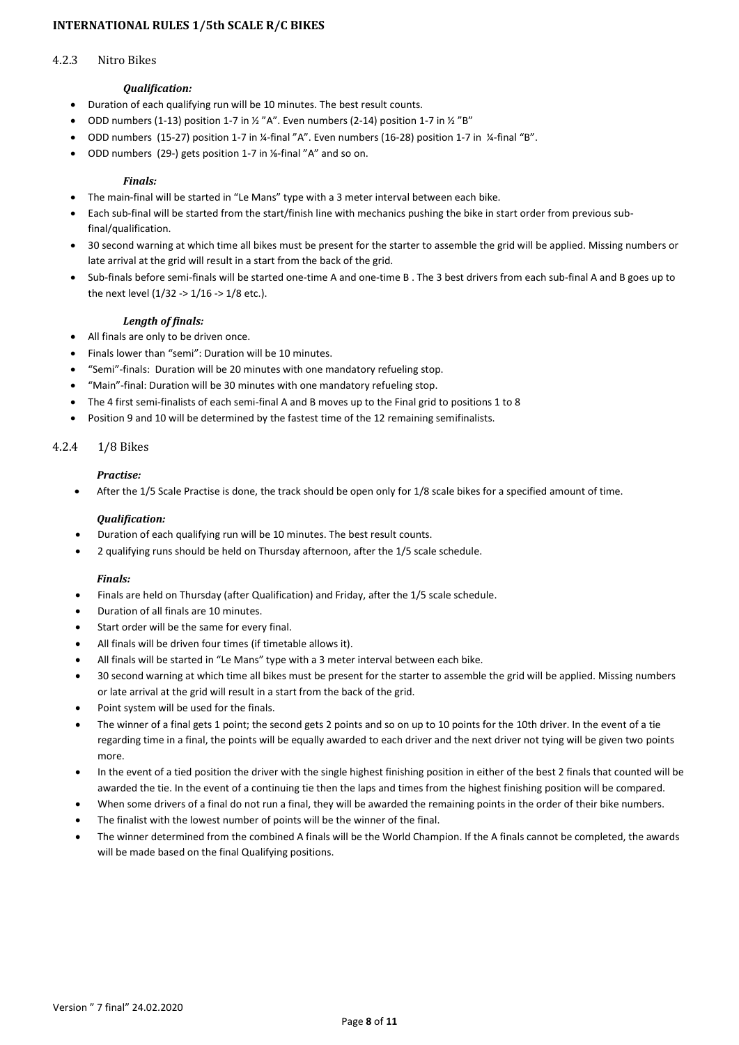### 4.2.3 Nitro Bikes

***Qualification:***

- Duration of each qualifying run will be 10 minutes. The best result counts.
- ODD numbers (1-13) position 1-7 in ½ "A". Even numbers (2-14) position 1-7 in ½ "B"
- ODD numbers (15-27) position 1-7 in ¼-final "A". Even numbers (16-28) position 1-7 in ¼-final "B".
- ODD numbers (29-) gets position 1-7 in ⅛-final "A" and so on.

***Finals:***

- The main-final will be started in "Le Mans" type with a 3 meter interval between each bike.
- Each sub-final will be started from the start/finish line with mechanics pushing the bike in start order from previous sub-final/qualification.
- 30 second warning at which time all bikes must be present for the starter to assemble the grid will be applied. Missing numbers or late arrival at the grid will result in a start from the back of the grid.
- Sub-finals before semi-finals will be started one-time A and one-time B . The 3 best drivers from each sub-final A and B goes up to the next level (1/32 -> 1/16 -> 1/8 etc.).

***Length of finals:***

- All finals are only to be driven once.
- Finals lower than "semi": Duration will be 10 minutes.
- "Semi"-finals: Duration will be 20 minutes with one mandatory refueling stop.
- "Main"-final: Duration will be 30 minutes with one mandatory refueling stop.
- The 4 first semi-finalists of each semi-final A and B moves up to the Final grid to positions 1 to 8
- Position 9 and 10 will be determined by the fastest time of the 12 remaining semifinalists.

### 4.2.4 1/8 Bikes

***Practise:***

- After the 1/5 Scale Practise is done, the track should be open only for 1/8 scale bikes for a specified amount of time.

***Qualification:***

- Duration of each qualifying run will be 10 minutes. The best result counts.
- 2 qualifying runs should be held on Thursday afternoon, after the 1/5 scale schedule.

***Finals:***

- Finals are held on Thursday (after Qualification) and Friday, after the 1/5 scale schedule.
- Duration of all finals are 10 minutes.
- Start order will be the same for every final.
- All finals will be driven four times (if timetable allows it).
- All finals will be started in "Le Mans" type with a 3 meter interval between each bike.
- 30 second warning at which time all bikes must be present for the starter to assemble the grid will be applied. Missing numbers or late arrival at the grid will result in a start from the back of the grid.
- Point system will be used for the finals.
- The winner of a final gets 1 point; the second gets 2 points and so on up to 10 points for the 10th driver. In the event of a tie regarding time in a final, the points will be equally awarded to each driver and the next driver not tying will be given two points more.
- In the event of a tied position the driver with the single highest finishing position in either of the best 2 finals that counted will be awarded the tie. In the event of a continuing tie then the laps and times from the highest finishing position will be compared.
- When some drivers of a final do not run a final, they will be awarded the remaining points in the order of their bike numbers.
- The finalist with the lowest number of points will be the winner of the final.
- The winner determined from the combined A finals will be the World Champion. If the A finals cannot be completed, the awards will be made based on the final Qualifying positions.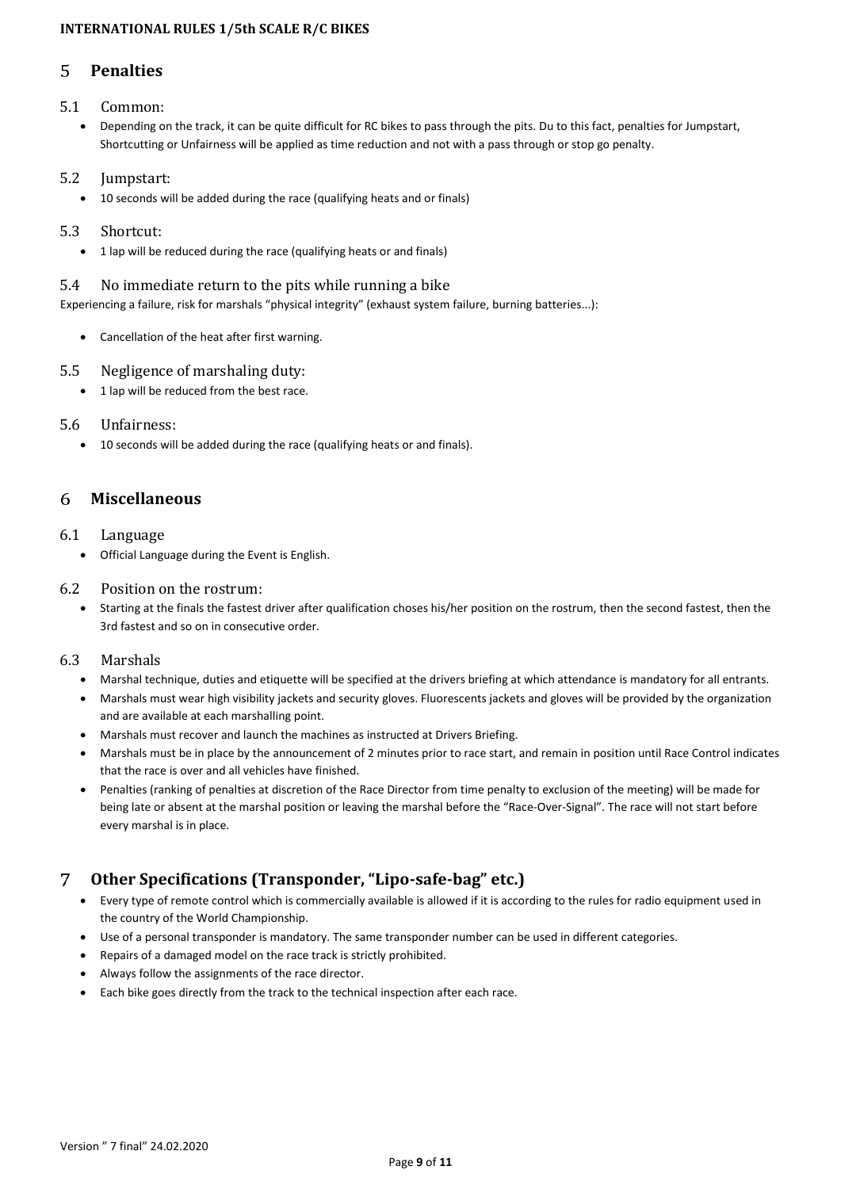# 5 Penalties

## 5.1 Common:

- Depending on the track, it can be quite difficult for RC bikes to pass through the pits. Du to this fact, penalties for Jumpstart, Shortcutting or Unfairness will be applied as time reduction and not with a pass through or stop go penalty.

## 5.2 Jumpstart:

- 10 seconds will be added during the race (qualifying heats and or finals)

## 5.3 Shortcut:

- 1 lap will be reduced during the race (qualifying heats or and finals)

## 5.4 No immediate return to the pits while running a bike

Experiencing a failure, risk for marshals "physical integrity" (exhaust system failure, burning batteries...):

- Cancellation of the heat after first warning.

## 5.5 Negligence of marshaling duty:

- 1 lap will be reduced from the best race.

## 5.6 Unfairness:

- 10 seconds will be added during the race (qualifying heats or and finals).

# 6 Miscellaneous

## 6.1 Language

- Official Language during the Event is English.

## 6.2 Position on the rostrum:

- Starting at the finals the fastest driver after qualification choses his/her position on the rostrum, then the second fastest, then the 3rd fastest and so on in consecutive order.

## 6.3 Marshals

- Marshal technique, duties and etiquette will be specified at the drivers briefing at which attendance is mandatory for all entrants.
- Marshals must wear high visibility jackets and security gloves. Fluorescents jackets and gloves will be provided by the organization and are available at each marshalling point.
- Marshals must recover and launch the machines as instructed at Drivers Briefing.
- Marshals must be in place by the announcement of 2 minutes prior to race start, and remain in position until Race Control indicates that the race is over and all vehicles have finished.
- Penalties (ranking of penalties at discretion of the Race Director from time penalty to exclusion of the meeting) will be made for being late or absent at the marshal position or leaving the marshal before the "Race-Over-Signal". The race will not start before every marshal is in place.

# 7 Other Specifications (Transponder, "Lipo-safe-bag" etc.)

- Every type of remote control which is commercially available is allowed if it is according to the rules for radio equipment used in the country of the World Championship.
- Use of a personal transponder is mandatory. The same transponder number can be used in different categories.
- Repairs of a damaged model on the race track is strictly prohibited.
- Always follow the assignments of the race director.
- Each bike goes directly from the track to the technical inspection after each race.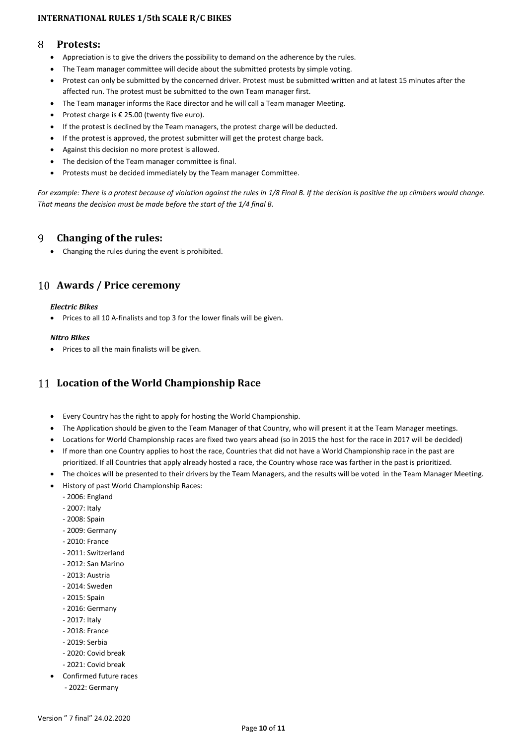## 8 Protests:

- Appreciation is to give the drivers the possibility to demand on the adherence by the rules.
- The Team manager committee will decide about the submitted protests by simple voting.
- Protest can only be submitted by the concerned driver. Protest must be submitted written and at latest 15 minutes after the affected run. The protest must be submitted to the own Team manager first.
- The Team manager informs the Race director and he will call a Team manager Meeting.
- Protest charge is € 25.00 (twenty five euro).
- If the protest is declined by the Team managers, the protest charge will be deducted.
- If the protest is approved, the protest submitter will get the protest charge back.
- Against this decision no more protest is allowed.
- The decision of the Team manager committee is final.
- Protests must be decided immediately by the Team manager Committee.

*For example: There is a protest because of violation against the rules in 1/8 Final B. If the decision is positive the up climbers would change. That means the decision must be made before the start of the 1/4 final B.*

## 9 Changing of the rules:

- Changing the rules during the event is prohibited.

## 10 Awards / Price ceremony

***Electric Bikes***

- Prices to all 10 A-finalists and top 3 for the lower finals will be given.

***Nitro Bikes***

- Prices to all the main finalists will be given.

## 11 Location of the World Championship Race

- Every Country has the right to apply for hosting the World Championship.
- The Application should be given to the Team Manager of that Country, who will present it at the Team Manager meetings.
- Locations for World Championship races are fixed two years ahead (so in 2015 the host for the race in 2017 will be decided)
- If more than one Country applies to host the race, Countries that did not have a World Championship race in the past are prioritized. If all Countries that apply already hosted a race, the Country whose race was farther in the past is prioritized.
- The choices will be presented to their drivers by the Team Managers, and the results will be voted in the Team Manager Meeting.
- History of past World Championship Races:
  - 2006: England
  - 2007: Italy
  - 2008: Spain
  - 2009: Germany
  - 2010: France
  - 2011: Switzerland
  - 2012: San Marino
  - 2013: Austria
  - 2014: Sweden
  - 2015: Spain
  - 2016: Germany
  - 2017: Italy
  - 2018: France
  - 2019: Serbia
  - 2020: Covid break
  - 2021: Covid break
- Confirmed future races
  - 2022: Germany

Version " 7 final" 24.02.2020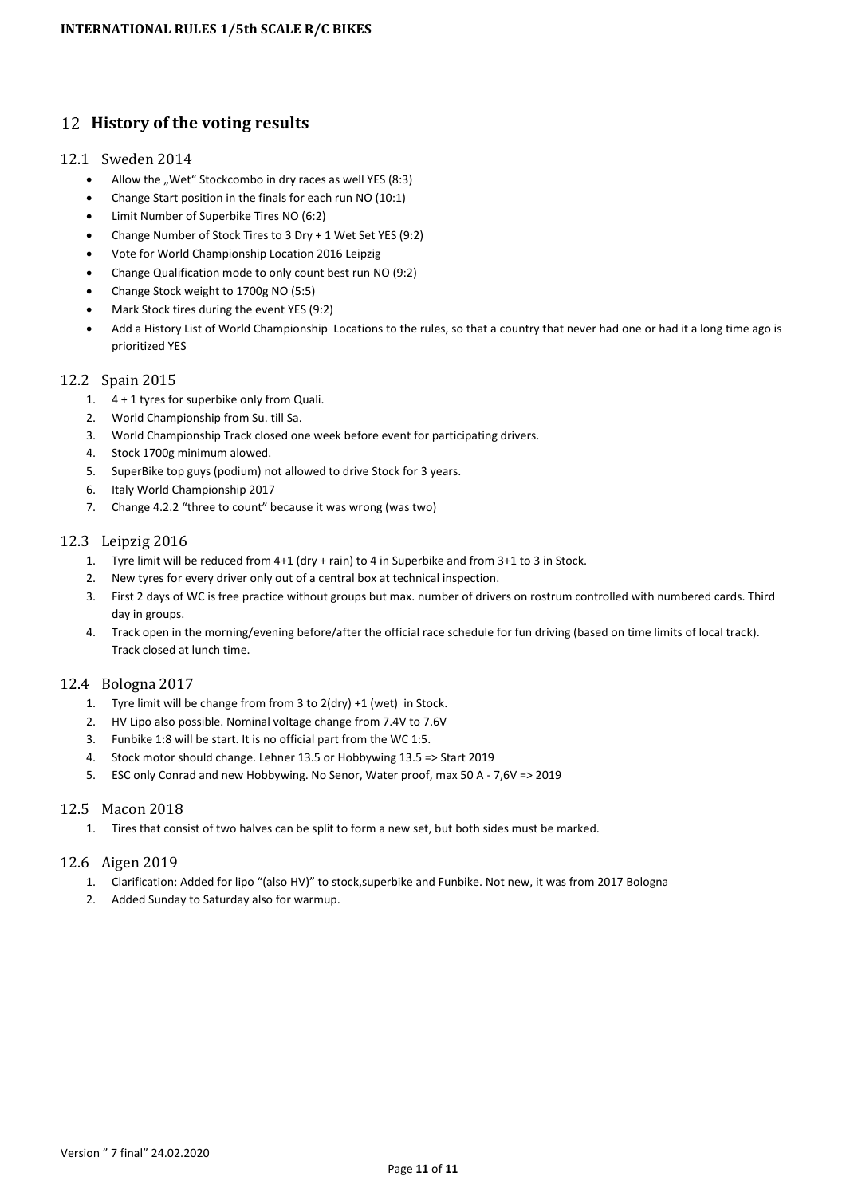# 12 History of the voting results

## 12.1 Sweden 2014

- Allow the „Wet" Stockcombo in dry races as well YES (8:3)
- Change Start position in the finals for each run NO (10:1)
- Limit Number of Superbike Tires NO (6:2)
- Change Number of Stock Tires to 3 Dry + 1 Wet Set YES (9:2)
- Vote for World Championship Location 2016 Leipzig
- Change Qualification mode to only count best run NO (9:2)
- Change Stock weight to 1700g NO (5:5)
- Mark Stock tires during the event YES (9:2)
- Add a History List of World Championship Locations to the rules, so that a country that never had one or had it a long time ago is prioritized YES

## 12.2 Spain 2015

1. 4 + 1 tyres for superbike only from Quali.
2. World Championship from Su. till Sa.
3. World Championship Track closed one week before event for participating drivers.
4. Stock 1700g minimum alowed.
5. SuperBike top guys (podium) not allowed to drive Stock for 3 years.
6. Italy World Championship 2017
7. Change 4.2.2 "three to count" because it was wrong (was two)

## 12.3 Leipzig 2016

1. Tyre limit will be reduced from 4+1 (dry + rain) to 4 in Superbike and from 3+1 to 3 in Stock.
2. New tyres for every driver only out of a central box at technical inspection.
3. First 2 days of WC is free practice without groups but max. number of drivers on rostrum controlled with numbered cards. Third day in groups.
4. Track open in the morning/evening before/after the official race schedule for fun driving (based on time limits of local track). Track closed at lunch time.

## 12.4 Bologna 2017

1. Tyre limit will be change from from 3 to 2(dry) +1 (wet) in Stock.
2. HV Lipo also possible. Nominal voltage change from 7.4V to 7.6V
3. Funbike 1:8 will be start. It is no official part from the WC 1:5.
4. Stock motor should change. Lehner 13.5 or Hobbywing 13.5 => Start 2019
5. ESC only Conrad and new Hobbywing. No Senor, Water proof, max 50 A - 7,6V => 2019

## 12.5 Macon 2018

1. Tires that consist of two halves can be split to form a new set, but both sides must be marked.

## 12.6 Aigen 2019

1. Clarification: Added for lipo "(also HV)" to stock,superbike and Funbike. Not new, it was from 2017 Bologna
2. Added Sunday to Saturday also for warmup.

Version " 7 final" 24.02.2020